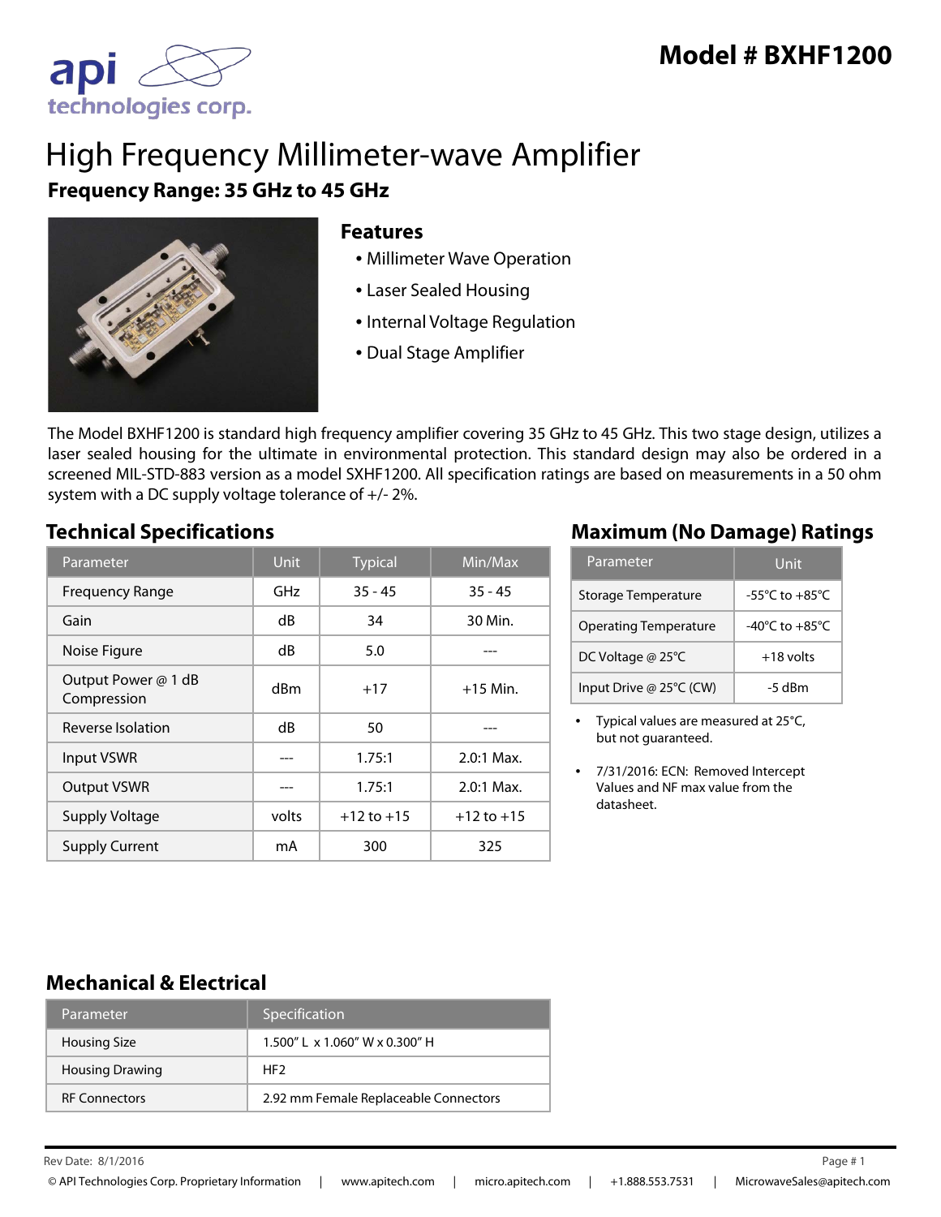# Model # BXHF1200

# High Frequency Millimeter-wave Amplifier

## Frequency Range: 35 GHz to 45 GHz

### Features

- Millimeter Wave Operation
- Laser Sealed Housing
- Internal Voltage Regulation
- Dual Stage Amplifier

The Model BXHF1200 is standard high frequency amplifier covering 35 GHz to 45 GHz. This two stage design, utilizes a laser sealed housing for the ultimate in environmental protection. This standard design may also be ordered in a screened MIL-STD-883 version as a model SXHF1200. All specification ratings are based on measurements in a 50 ohm system with a DC supply voltage tolerance of +/- 2%.

### Technical Specifications

| Parameter | Unit | Typical | Min/Max |
|---|---|---|---|
| Frequency Range | GHz | 35 - 45 | 35 - 45 |
| Gain | dB | 34 | 30 Min. |
| Noise Figure | dB | 5.0 | --- |
| Output Power @ 1 dB Compression | dBm | +17 | +15 Min. |
| Reverse Isolation | dB | 50 | --- |
| Input VSWR | --- | 1.75:1 | 2.0:1 Max. |
| Output VSWR | --- | 1.75:1 | 2.0:1 Max. |
| Supply Voltage | volts | +12 to +15 | +12 to +15 |
| Supply Current | mA | 300 | 325 |

### Maximum (No Damage) Ratings

| Parameter | Unit |
|---|---|
| Storage Temperature | -55°C to +85°C |
| Operating Temperature | -40°C to +85°C |
| DC Voltage @ 25°C | +18 volts |
| Input Drive @ 25°C (CW) | -5 dBm |

- Typical values are measured at 25°C, but not guaranteed.
- 7/31/2016: ECN: Removed Intercept Values and NF max value from the datasheet.

### Mechanical & Electrical

| Parameter | Specification |
|---|---|
| Housing Size | 1.500″ L x 1.060″ W x 0.300″ H |
| Housing Drawing | HF2 |
| RF Connectors | 2.92 mm Female Replaceable Connectors |

Rev Date: 8/1/2016

© API Technologies Corp. Proprietary Information | www.apitech.com | micro.apitech.com | +1.888.553.7531 | MicrowaveSales@apitech.com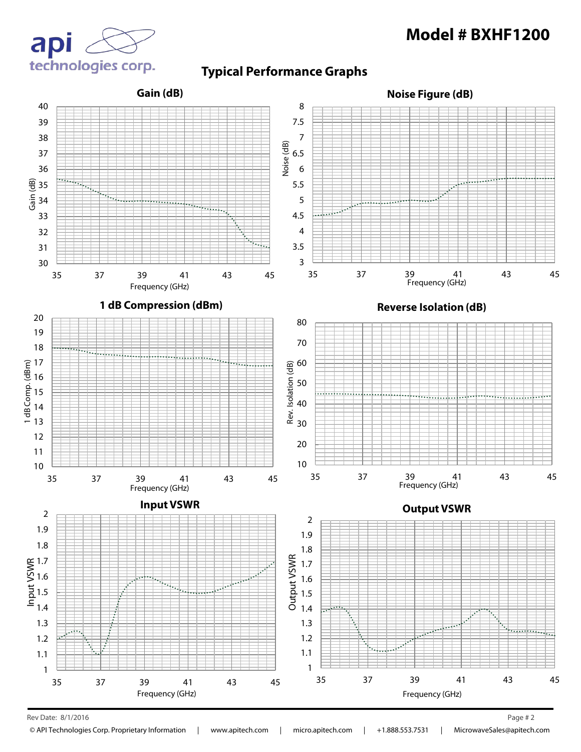# Model # BXHF1200

## Typical Performance Graphs

### Gain (dB)

Gain (dB)

Frequency (GHz)

### Noise Figure (dB)

Noise (dB)

Frequency (GHz)

### 1 dB Compression (dBm)

1 dB Comp. (dBm)

Frequency (GHz)

### Reverse Isolation (dB)

Rev. Isolation (dB)

Frequency (GHz)

### Input VSWR

Input VSWR

Frequency (GHz)

### Output VSWR

Output VSWR

Frequency (GHz)

Rev Date: 8/1/2016

© API Technologies Corp. Proprietary Information | www.apitech.com | micro.apitech.com | +1.888.553.7531 | MicrowaveSales@apitech.com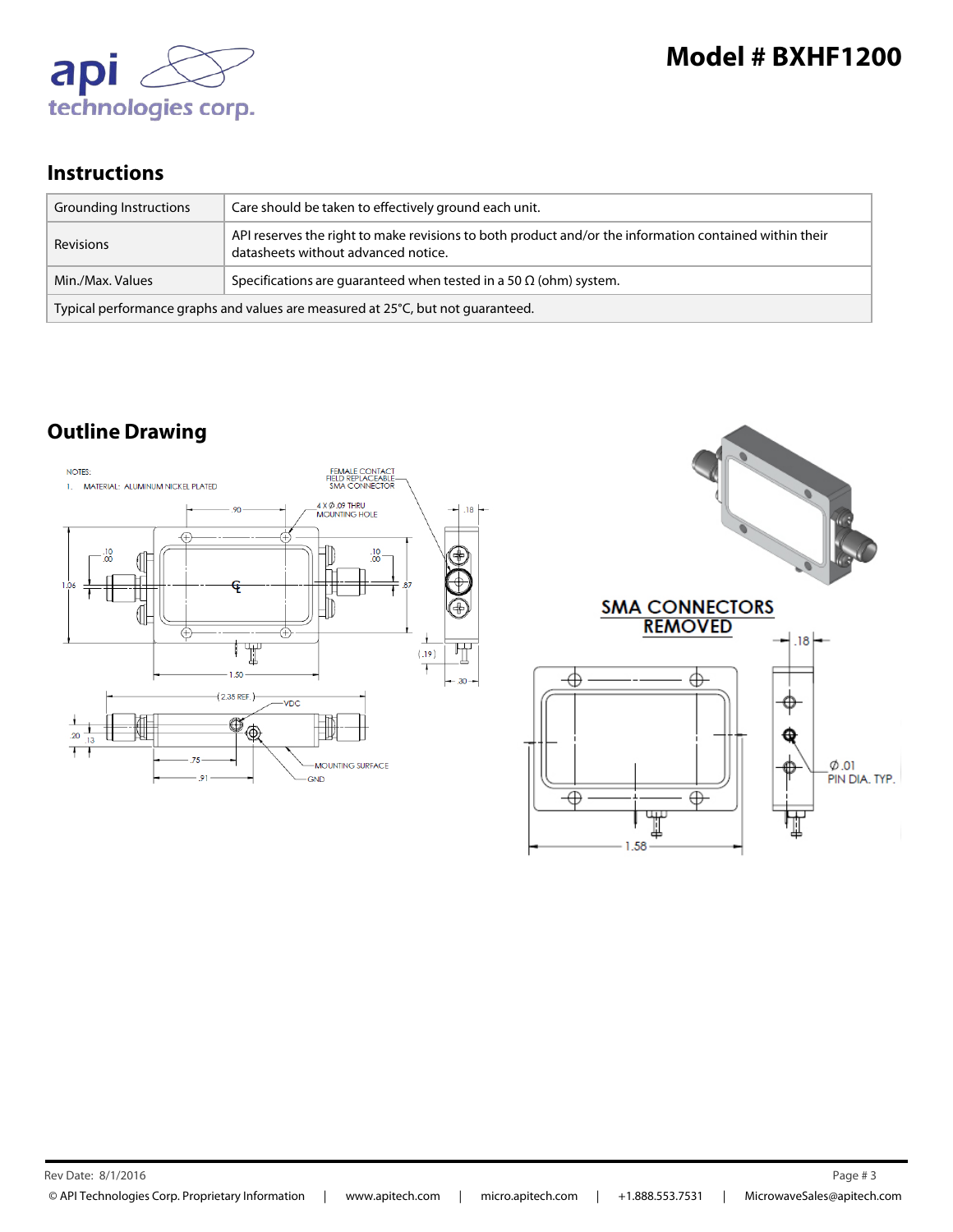# Model # BXHF1200

## Instructions

| | |
|---|---|
| Grounding Instructions | Care should be taken to effectively ground each unit. |
| Revisions | API reserves the right to make revisions to both product and/or the information contained within their datasheets without advanced notice. |
| Min./Max. Values | Specifications are guaranteed when tested in a 50 Ω (ohm) system. |
| Typical performance graphs and values are measured at 25°C, but not guaranteed. | |

## Outline Drawing

NOTES:
1. MATERIAL: ALUMINUM NICKEL PLATED

FEMALE CONTACT FIELD REPLACEABLE SMA CONNECTOR

4 X Ø .09 THRU MOUNTING HOLE

.90
.18
.10 .00
.10 .00
1.06
.87
(.19)
1.50
.30
(2.35 REF.)
VDC
.20
.13
.75
.91
MOUNTING SURFACE
GND

SMA CONNECTORS REMOVED

.18
Ø .01 PIN DIA. TYP.
1.58